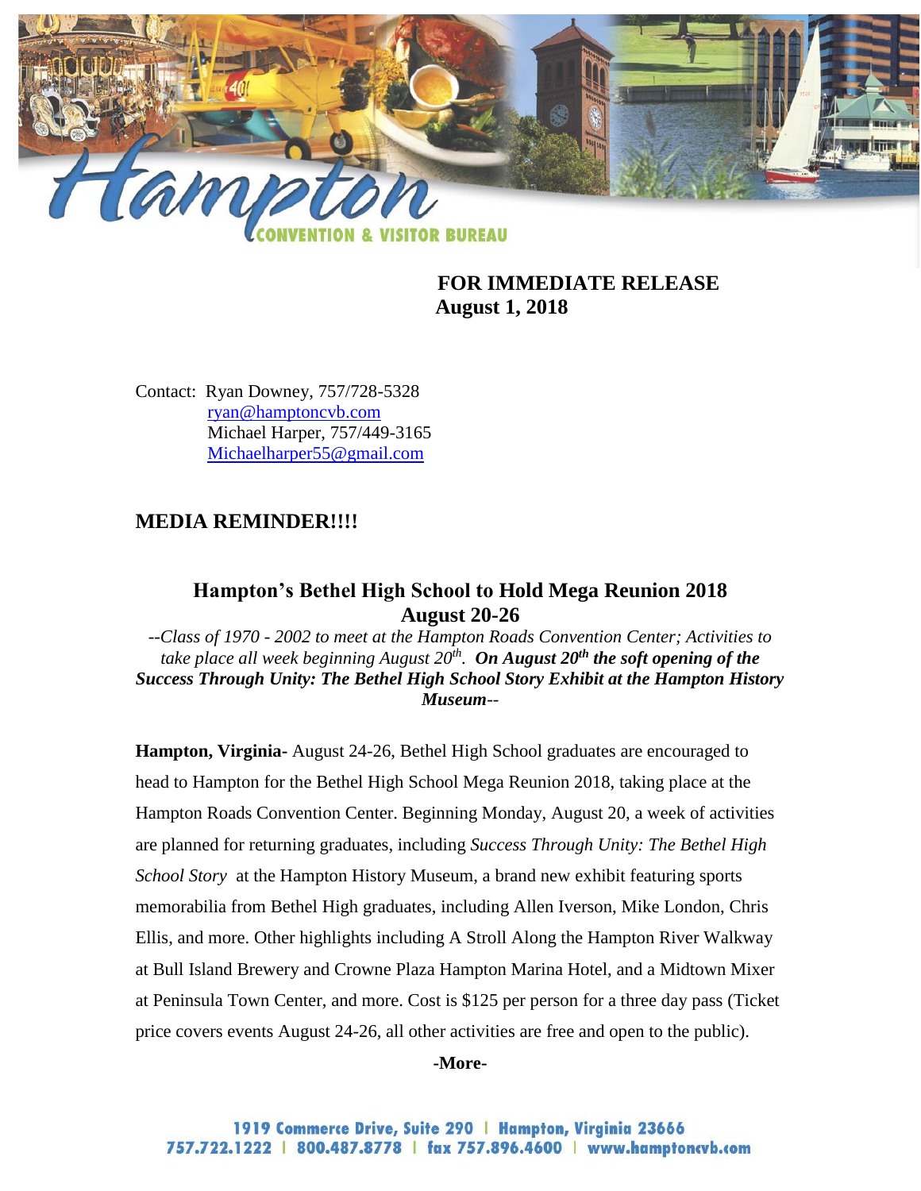Hampton CONVENTION & VISITOR BUREAU

**FOR IMMEDIATE RELEASE**
**August 1, 2018**

Contact: Ryan Downey, 757/728-5328
ryan@hamptoncvb.com
Michael Harper, 757/449-3165
Michaelharper55@gmail.com

## MEDIA REMINDER!!!!

### Hampton's Bethel High School to Hold Mega Reunion 2018 August 20-26

*--Class of 1970 - 2002 to meet at the Hampton Roads Convention Center; Activities to take place all week beginning August 20th.* ***On August 20th the soft opening of the Success Through Unity: The Bethel High School Story Exhibit at the Hampton History Museum--***

**Hampton, Virginia-** August 24-26, Bethel High School graduates are encouraged to head to Hampton for the Bethel High School Mega Reunion 2018, taking place at the Hampton Roads Convention Center. Beginning Monday, August 20, a week of activities are planned for returning graduates, including *Success Through Unity: The Bethel High School Story* at the Hampton History Museum, a brand new exhibit featuring sports memorabilia from Bethel High graduates, including Allen Iverson, Mike London, Chris Ellis, and more. Other highlights including A Stroll Along the Hampton River Walkway at Bull Island Brewery and Crowne Plaza Hampton Marina Hotel, and a Midtown Mixer at Peninsula Town Center, and more. Cost is $125 per person for a three day pass (Ticket price covers events August 24-26, all other activities are free and open to the public).

**-More-**

1919 Commerce Drive, Suite 290 | Hampton, Virginia 23666
757.722.1222 | 800.487.8778 | fax 757.896.4600 | www.hamptoncvb.com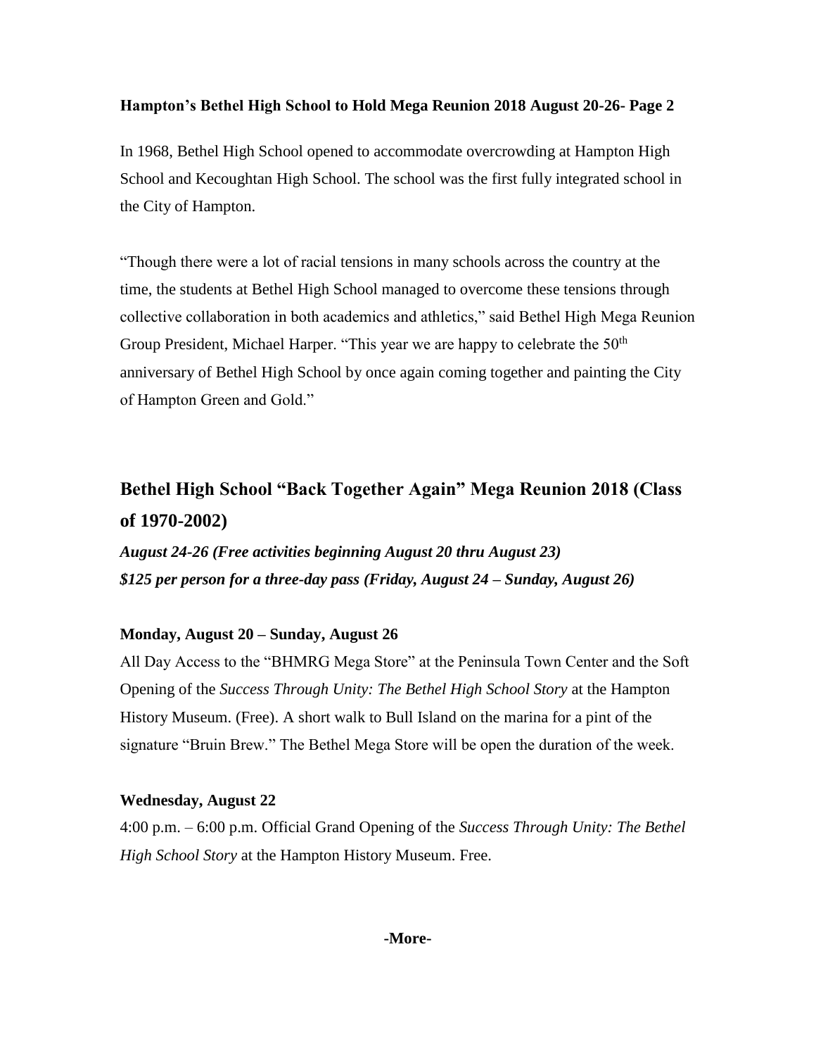**Hampton's Bethel High School to Hold Mega Reunion 2018 August 20-26- Page 2**

In 1968, Bethel High School opened to accommodate overcrowding at Hampton High School and Kecoughtan High School. The school was the first fully integrated school in the City of Hampton.

"Though there were a lot of racial tensions in many schools across the country at the time, the students at Bethel High School managed to overcome these tensions through collective collaboration in both academics and athletics," said Bethel High Mega Reunion Group President, Michael Harper. "This year we are happy to celebrate the 50th anniversary of Bethel High School by once again coming together and painting the City of Hampton Green and Gold."

## Bethel High School "Back Together Again" Mega Reunion 2018 (Class of 1970-2002)

***August 24-26 (Free activities beginning August 20 thru August 23)***
***$125 per person for a three-day pass (Friday, August 24 – Sunday, August 26)***

**Monday, August 20 – Sunday, August 26**

All Day Access to the "BHMRG Mega Store" at the Peninsula Town Center and the Soft Opening of the *Success Through Unity: The Bethel High School Story* at the Hampton History Museum. (Free). A short walk to Bull Island on the marina for a pint of the signature "Bruin Brew." The Bethel Mega Store will be open the duration of the week.

**Wednesday, August 22**

4:00 p.m. – 6:00 p.m. Official Grand Opening of the *Success Through Unity: The Bethel High School Story* at the Hampton History Museum. Free.

**-More-**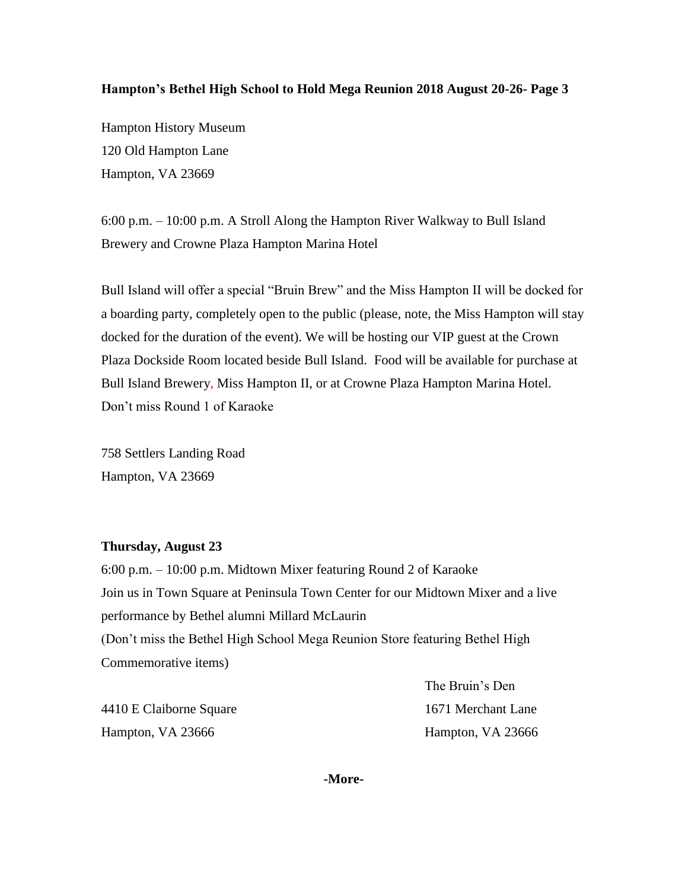Hampton History Museum
120 Old Hampton Lane
Hampton, VA 23669

6:00 p.m. – 10:00 p.m. A Stroll Along the Hampton River Walkway to Bull Island Brewery and Crowne Plaza Hampton Marina Hotel

Bull Island will offer a special "Bruin Brew" and the Miss Hampton II will be docked for a boarding party, completely open to the public (please, note, the Miss Hampton will stay docked for the duration of the event). We will be hosting our VIP guest at the Crown Plaza Dockside Room located beside Bull Island. Food will be available for purchase at Bull Island Brewery, Miss Hampton II, or at Crowne Plaza Hampton Marina Hotel. Don't miss Round 1 of Karaoke

758 Settlers Landing Road
Hampton, VA 23669

**Thursday, August 23**

6:00 p.m. – 10:00 p.m. Midtown Mixer featuring Round 2 of Karaoke
Join us in Town Square at Peninsula Town Center for our Midtown Mixer and a live performance by Bethel alumni Millard McLaurin
(Don't miss the Bethel High School Mega Reunion Store featuring Bethel High Commemorative items)

4410 E Claiborne Square
Hampton, VA 23666

The Bruin's Den
1671 Merchant Lane
Hampton, VA 23666

**-More-**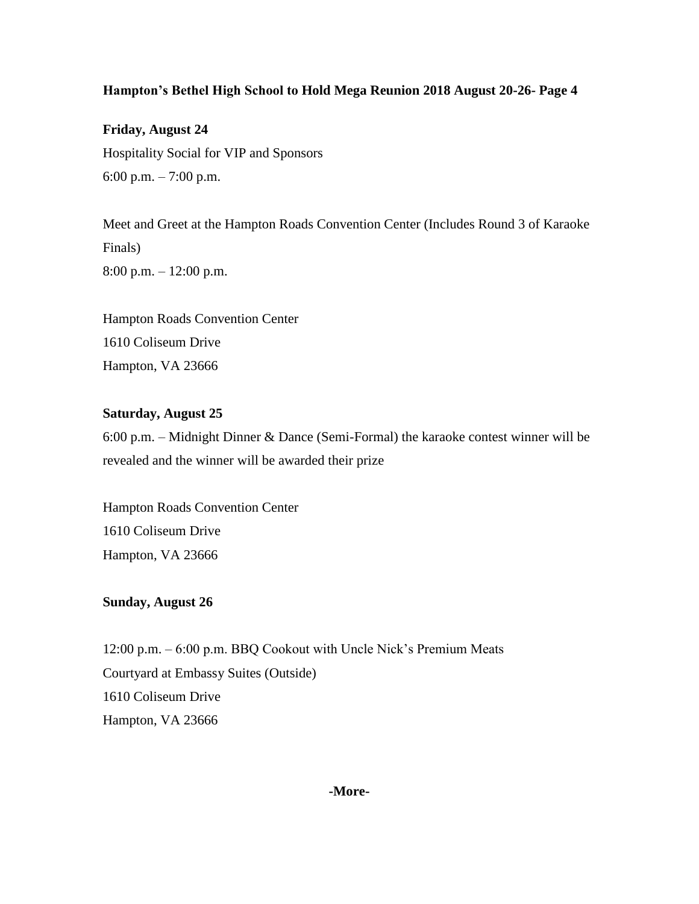**Friday, August 24**

Hospitality Social for VIP and Sponsors
6:00 p.m. – 7:00 p.m.

Meet and Greet at the Hampton Roads Convention Center (Includes Round 3 of Karaoke Finals)
8:00 p.m. – 12:00 p.m.

Hampton Roads Convention Center
1610 Coliseum Drive
Hampton, VA 23666

**Saturday, August 25**

6:00 p.m. – Midnight Dinner & Dance (Semi-Formal) the karaoke contest winner will be revealed and the winner will be awarded their prize

Hampton Roads Convention Center
1610 Coliseum Drive
Hampton, VA 23666

**Sunday, August 26**

12:00 p.m. – 6:00 p.m. BBQ Cookout with Uncle Nick's Premium Meats
Courtyard at Embassy Suites (Outside)
1610 Coliseum Drive
Hampton, VA 23666

**-More-**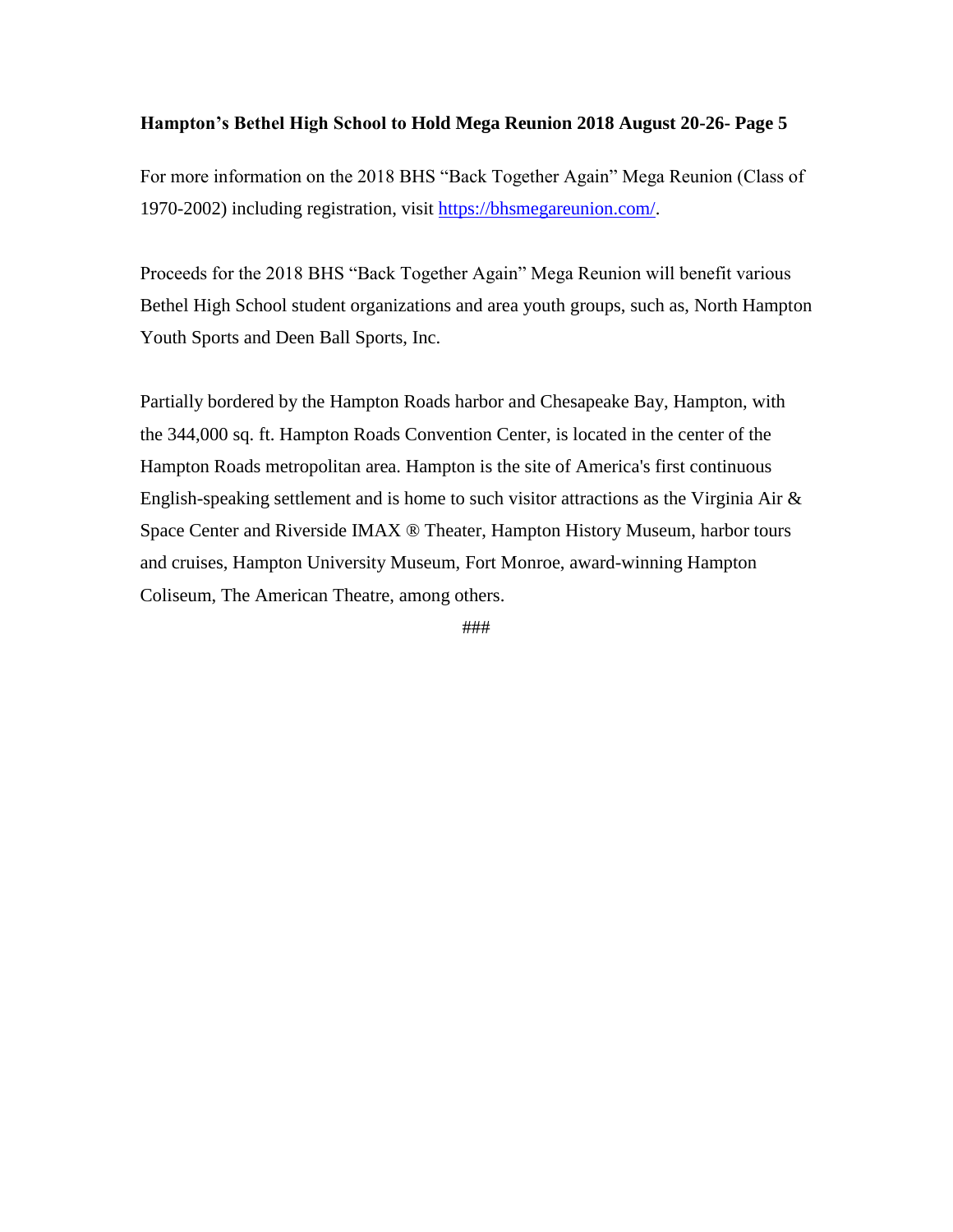For more information on the 2018 BHS “Back Together Again” Mega Reunion (Class of 1970-2002) including registration, visit [https://bhsmegareunion.com/](https://bhsmegareunion.com/).

Proceeds for the 2018 BHS “Back Together Again” Mega Reunion will benefit various Bethel High School student organizations and area youth groups, such as, North Hampton Youth Sports and Deen Ball Sports, Inc.

Partially bordered by the Hampton Roads harbor and Chesapeake Bay, Hampton, with the 344,000 sq. ft. Hampton Roads Convention Center, is located in the center of the Hampton Roads metropolitan area. Hampton is the site of America's first continuous English-speaking settlement and is home to such visitor attractions as the Virginia Air & Space Center and Riverside IMAX ® Theater, Hampton History Museum, harbor tours and cruises, Hampton University Museum, Fort Monroe, award-winning Hampton Coliseum, The American Theatre, among others.

###